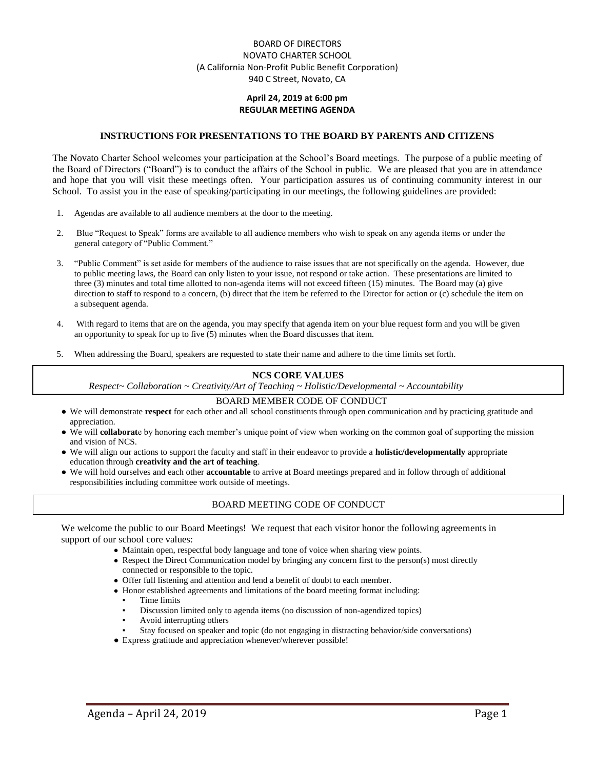BOARD OF DIRECTORS
NOVATO CHARTER SCHOOL
(A California Non-Profit Public Benefit Corporation)
940 C Street, Novato, CA

**April 24, 2019 at 6:00 pm**
**REGULAR MEETING AGENDA**

## INSTRUCTIONS FOR PRESENTATIONS TO THE BOARD BY PARENTS AND CITIZENS

The Novato Charter School welcomes your participation at the School's Board meetings. The purpose of a public meeting of the Board of Directors ("Board") is to conduct the affairs of the School in public. We are pleased that you are in attendance and hope that you will visit these meetings often. Your participation assures us of continuing community interest in our School. To assist you in the ease of speaking/participating in our meetings, the following guidelines are provided:

1. Agendas are available to all audience members at the door to the meeting.
2. Blue "Request to Speak" forms are available to all audience members who wish to speak on any agenda items or under the general category of "Public Comment."
3. "Public Comment" is set aside for members of the audience to raise issues that are not specifically on the agenda. However, due to public meeting laws, the Board can only listen to your issue, not respond or take action. These presentations are limited to three (3) minutes and total time allotted to non-agenda items will not exceed fifteen (15) minutes. The Board may (a) give direction to staff to respond to a concern, (b) direct that the item be referred to the Director for action or (c) schedule the item on a subsequent agenda.
4. With regard to items that are on the agenda, you may specify that agenda item on your blue request form and you will be given an opportunity to speak for up to five (5) minutes when the Board discusses that item.
5. When addressing the Board, speakers are requested to state their name and adhere to the time limits set forth.

## NCS CORE VALUES

*Respect~ Collaboration ~ Creativity/Art of Teaching ~ Holistic/Developmental ~ Accountability*

## BOARD MEMBER CODE OF CONDUCT

- We will demonstrate **respect** for each other and all school constituents through open communication and by practicing gratitude and appreciation.
- We will **collaborat**e by honoring each member's unique point of view when working on the common goal of supporting the mission and vision of NCS.
- We will align our actions to support the faculty and staff in their endeavor to provide a **holistic/developmentally** appropriate education through **creativity and the art of teaching**.
- We will hold ourselves and each other **accountable** to arrive at Board meetings prepared and in follow through of additional responsibilities including committee work outside of meetings.

## BOARD MEETING CODE OF CONDUCT

We welcome the public to our Board Meetings! We request that each visitor honor the following agreements in support of our school core values:

- Maintain open, respectful body language and tone of voice when sharing view points.
- Respect the Direct Communication model by bringing any concern first to the person(s) most directly connected or responsible to the topic.
- Offer full listening and attention and lend a benefit of doubt to each member.
- Honor established agreements and limitations of the board meeting format including:
  - Time limits
  - Discussion limited only to agenda items (no discussion of non-agendized topics)
  - Avoid interrupting others
  - Stay focused on speaker and topic (do not engaging in distracting behavior/side conversations)
- Express gratitude and appreciation whenever/wherever possible!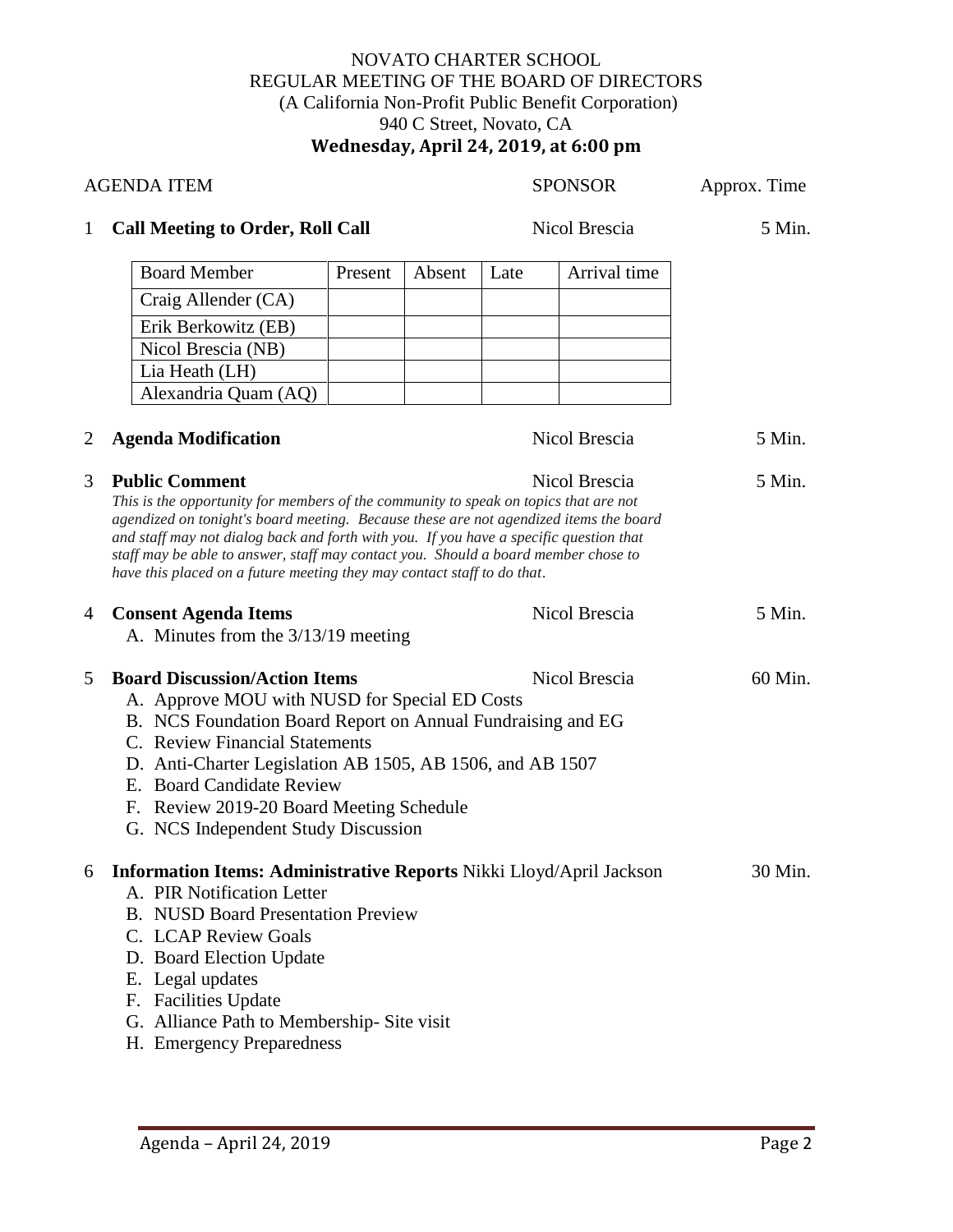NOVATO CHARTER SCHOOL
REGULAR MEETING OF THE BOARD OF DIRECTORS
(A California Non-Profit Public Benefit Corporation)
940 C Street, Novato, CA
**Wednesday, April 24, 2019, at 6:00 pm**

| AGENDA ITEM | SPONSOR | Approx. Time |
|---|---|---|
| 1 **Call Meeting to Order, Roll Call** | Nicol Brescia | 5 Min. |

| Board Member | Present | Absent | Late | Arrival time |
|---|---|---|---|---|
| Craig Allender (CA) | | | | |
| Erik Berkowitz (EB) | | | | |
| Nicol Brescia (NB) | | | | |
| Lia Heath (LH) | | | | |
| Alexandria Quam (AQ) | | | | |

2 **Agenda Modification** — Nicol Brescia — 5 Min.

3 **Public Comment** — Nicol Brescia — 5 Min.

*This is the opportunity for members of the community to speak on topics that are not agendized on tonight's board meeting. Because these are not agendized items the board and staff may not dialog back and forth with you. If you have a specific question that staff may be able to answer, staff may contact you. Should a board member chose to have this placed on a future meeting they may contact staff to do that.*

4 **Consent Agenda Items** — Nicol Brescia — 5 Min.

A. Minutes from the 3/13/19 meeting

5 **Board Discussion/Action Items** — Nicol Brescia — 60 Min.

A. Approve MOU with NUSD for Special ED Costs
B. NCS Foundation Board Report on Annual Fundraising and EG
C. Review Financial Statements
D. Anti-Charter Legislation AB 1505, AB 1506, and AB 1507
E. Board Candidate Review
F. Review 2019-20 Board Meeting Schedule
G. NCS Independent Study Discussion

6 **Information Items: Administrative Reports** Nikki Lloyd/April Jackson — 30 Min.

A. PIR Notification Letter
B. NUSD Board Presentation Preview
C. LCAP Review Goals
D. Board Election Update
E. Legal updates
F. Facilities Update
G. Alliance Path to Membership- Site visit
H. Emergency Preparedness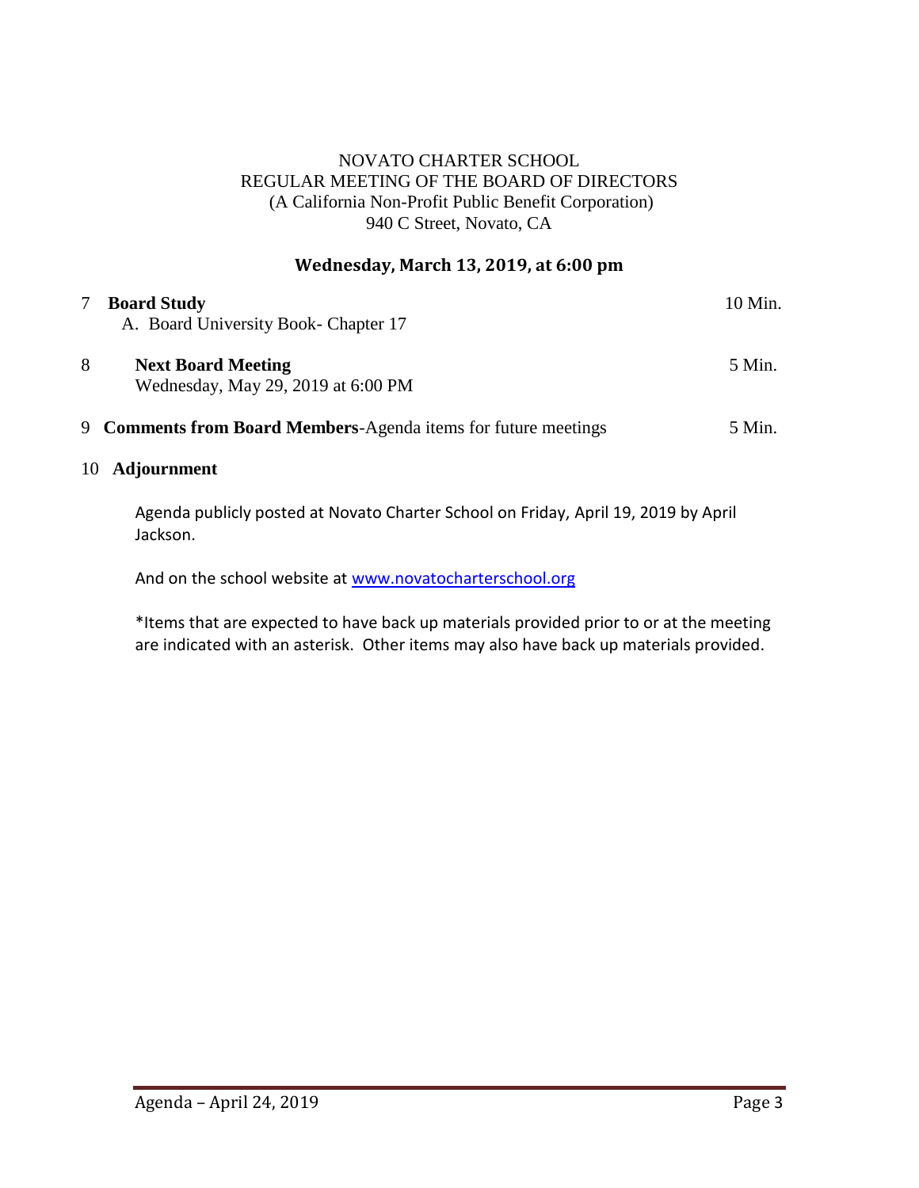NOVATO CHARTER SCHOOL
REGULAR MEETING OF THE BOARD OF DIRECTORS
(A California Non-Profit Public Benefit Corporation)
940 C Street, Novato, CA

**Wednesday, March 13, 2019, at 6:00 pm**

7 **Board Study** — 10 Min.
   A. Board University Book- Chapter 17

8 **Next Board Meeting** — 5 Min.
   Wednesday, May 29, 2019 at 6:00 PM

9 **Comments from Board Members**-Agenda items for future meetings — 5 Min.

10 **Adjournment**

Agenda publicly posted at Novato Charter School on Friday, April 19, 2019 by April Jackson.

And on the school website at www.novatocharterschool.org

*Items that are expected to have back up materials provided prior to or at the meeting are indicated with an asterisk. Other items may also have back up materials provided.